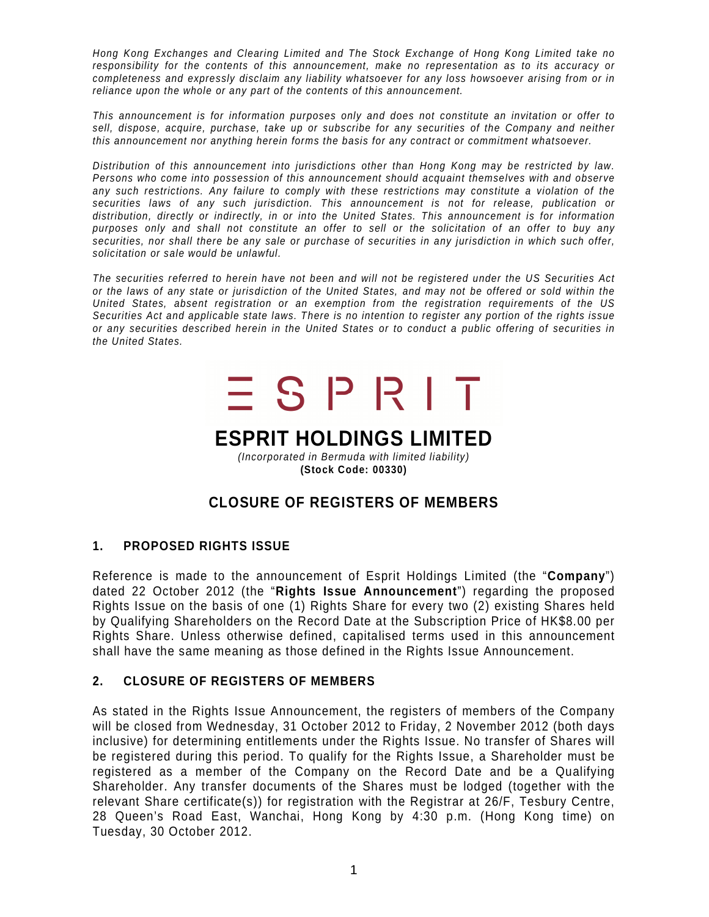*Hong Kong Exchanges and Clearing Limited and The Stock Exchange of Hong Kong Limited take no responsibility for the contents of this announcement, make no representation as to its accuracy or completeness and expressly disclaim any liability whatsoever for any loss howsoever arising from or in reliance upon the whole or any part of the contents of this announcement.*

*This announcement is for information purposes only and does not constitute an invitation or offer to sell, dispose, acquire, purchase, take up or subscribe for any securities of the Company and neither this announcement nor anything herein forms the basis for any contract or commitment whatsoever.*

*Distribution of this announcement into jurisdictions other than Hong Kong may be restricted by law. Persons who come into possession of this announcement should acquaint themselves with and observe any such restrictions. Any failure to comply with these restrictions may constitute a violation of the securities laws of any such jurisdiction. This announcement is not for release, publication or distribution, directly or indirectly, in or into the United States. This announcement is for information purposes only and shall not constitute an offer to sell or the solicitation of an offer to buy any securities, nor shall there be any sale or purchase of securities in any jurisdiction in which such offer, solicitation or sale would be unlawful.*

*The securities referred to herein have not been and will not be registered under the US Securities Act or the laws of any state or jurisdiction of the United States, and may not be offered or sold within the United States, absent registration or an exemption from the registration requirements of the US Securities Act and applicable state laws. There is no intention to register any portion of the rights issue or any securities described herein in the United States or to conduct a public offering of securities in the United States.*

ESPRIT

# ESPRIT HOLDINGS LIMITED

*(Incorporated in Bermuda with limited liability)*

**(Stock Code: 00330)**

## CLOSURE OF REGISTERS OF MEMBERS

### 1. PROPOSED RIGHTS ISSUE

Reference is made to the announcement of Esprit Holdings Limited (the "**Company**") dated 22 October 2012 (the "**Rights Issue Announcement**") regarding the proposed Rights Issue on the basis of one (1) Rights Share for every two (2) existing Shares held by Qualifying Shareholders on the Record Date at the Subscription Price of HK$8.00 per Rights Share. Unless otherwise defined, capitalised terms used in this announcement shall have the same meaning as those defined in the Rights Issue Announcement.

### 2. CLOSURE OF REGISTERS OF MEMBERS

As stated in the Rights Issue Announcement, the registers of members of the Company will be closed from Wednesday, 31 October 2012 to Friday, 2 November 2012 (both days inclusive) for determining entitlements under the Rights Issue. No transfer of Shares will be registered during this period. To qualify for the Rights Issue, a Shareholder must be registered as a member of the Company on the Record Date and be a Qualifying Shareholder. Any transfer documents of the Shares must be lodged (together with the relevant Share certificate(s)) for registration with the Registrar at 26/F, Tesbury Centre, 28 Queen's Road East, Wanchai, Hong Kong by 4:30 p.m. (Hong Kong time) on Tuesday, 30 October 2012.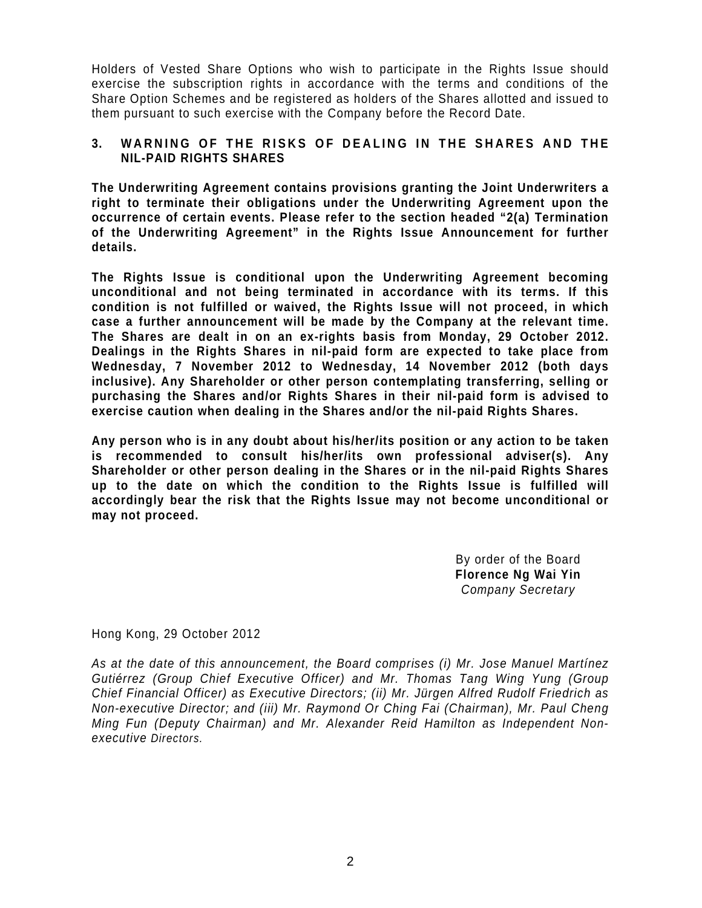Holders of Vested Share Options who wish to participate in the Rights Issue should exercise the subscription rights in accordance with the terms and conditions of the Share Option Schemes and be registered as holders of the Shares allotted and issued to them pursuant to such exercise with the Company before the Record Date.

## 3. WARNING OF THE RISKS OF DEALING IN THE SHARES AND THE NIL-PAID RIGHTS SHARES

**The Underwriting Agreement contains provisions granting the Joint Underwriters a right to terminate their obligations under the Underwriting Agreement upon the occurrence of certain events. Please refer to the section headed "2(a) Termination of the Underwriting Agreement" in the Rights Issue Announcement for further details.**

**The Rights Issue is conditional upon the Underwriting Agreement becoming unconditional and not being terminated in accordance with its terms. If this condition is not fulfilled or waived, the Rights Issue will not proceed, in which case a further announcement will be made by the Company at the relevant time. The Shares are dealt in on an ex-rights basis from Monday, 29 October 2012. Dealings in the Rights Shares in nil-paid form are expected to take place from Wednesday, 7 November 2012 to Wednesday, 14 November 2012 (both days inclusive). Any Shareholder or other person contemplating transferring, selling or purchasing the Shares and/or Rights Shares in their nil-paid form is advised to exercise caution when dealing in the Shares and/or the nil-paid Rights Shares.**

**Any person who is in any doubt about his/her/its position or any action to be taken is recommended to consult his/her/its own professional adviser(s). Any Shareholder or other person dealing in the Shares or in the nil-paid Rights Shares up to the date on which the condition to the Rights Issue is fulfilled will accordingly bear the risk that the Rights Issue may not become unconditional or may not proceed.**

By order of the Board
**Florence Ng Wai Yin**
*Company Secretary*

Hong Kong, 29 October 2012

*As at the date of this announcement, the Board comprises (i) Mr. Jose Manuel Martínez Gutiérrez (Group Chief Executive Officer) and Mr. Thomas Tang Wing Yung (Group Chief Financial Officer) as Executive Directors; (ii) Mr. Jürgen Alfred Rudolf Friedrich as Non-executive Director; and (iii) Mr. Raymond Or Ching Fai (Chairman), Mr. Paul Cheng Ming Fun (Deputy Chairman) and Mr. Alexander Reid Hamilton as Independent Non-executive Directors.*